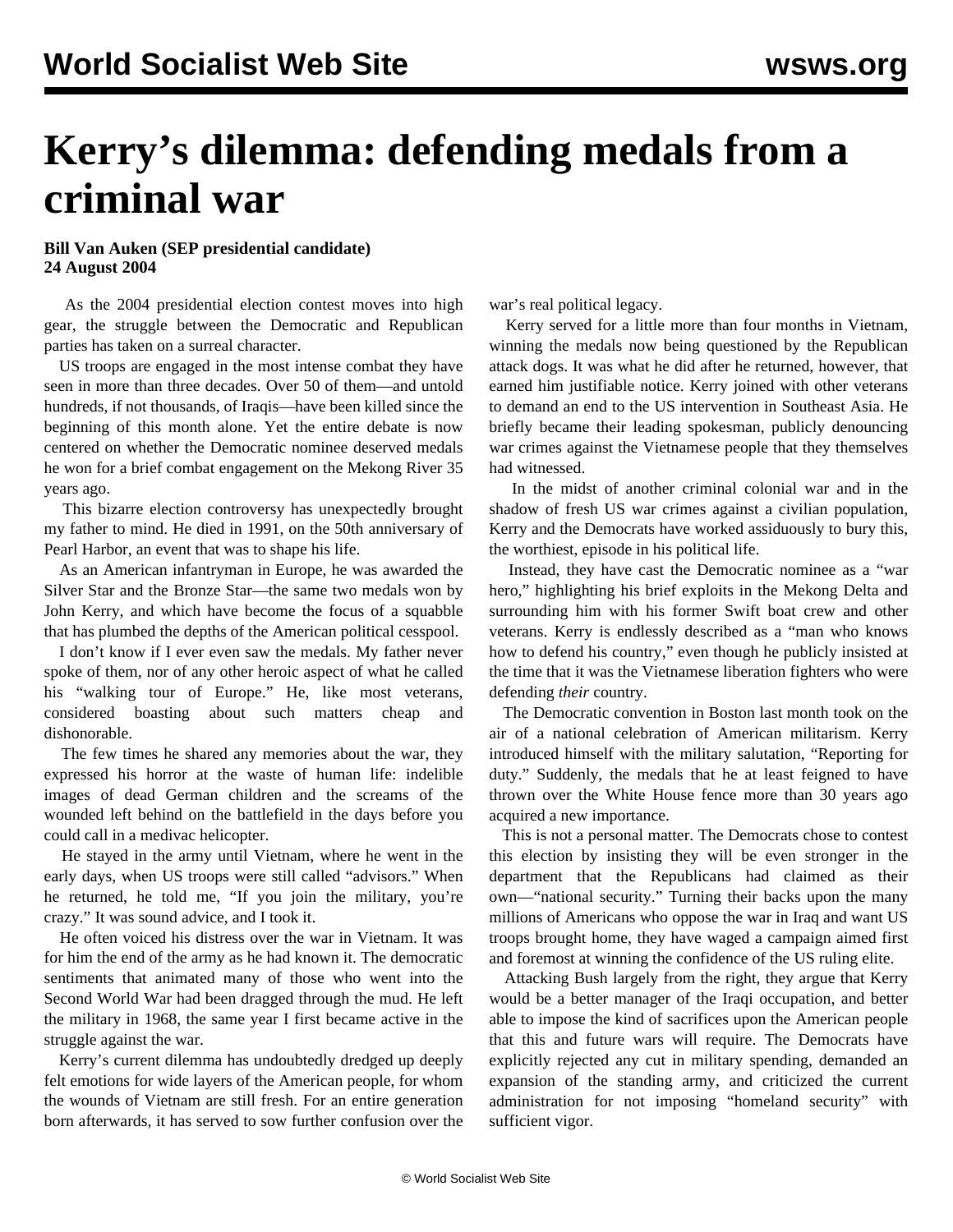# Kerry's dilemma: defending medals from a criminal war

**Bill Van Auken (SEP presidential candidate)**
**24 August 2004**

As the 2004 presidential election contest moves into high gear, the struggle between the Democratic and Republican parties has taken on a surreal character.

US troops are engaged in the most intense combat they have seen in more than three decades. Over 50 of them—and untold hundreds, if not thousands, of Iraqis—have been killed since the beginning of this month alone. Yet the entire debate is now centered on whether the Democratic nominee deserved medals he won for a brief combat engagement on the Mekong River 35 years ago.

This bizarre election controversy has unexpectedly brought my father to mind. He died in 1991, on the 50th anniversary of Pearl Harbor, an event that was to shape his life.

As an American infantryman in Europe, he was awarded the Silver Star and the Bronze Star—the same two medals won by John Kerry, and which have become the focus of a squabble that has plumbed the depths of the American political cesspool.

I don't know if I ever even saw the medals. My father never spoke of them, nor of any other heroic aspect of what he called his "walking tour of Europe." He, like most veterans, considered boasting about such matters cheap and dishonorable.

The few times he shared any memories about the war, they expressed his horror at the waste of human life: indelible images of dead German children and the screams of the wounded left behind on the battlefield in the days before you could call in a medivac helicopter.

He stayed in the army until Vietnam, where he went in the early days, when US troops were still called "advisors." When he returned, he told me, "If you join the military, you're crazy." It was sound advice, and I took it.

He often voiced his distress over the war in Vietnam. It was for him the end of the army as he had known it. The democratic sentiments that animated many of those who went into the Second World War had been dragged through the mud. He left the military in 1968, the same year I first became active in the struggle against the war.

Kerry's current dilemma has undoubtedly dredged up deeply felt emotions for wide layers of the American people, for whom the wounds of Vietnam are still fresh. For an entire generation born afterwards, it has served to sow further confusion over the war's real political legacy.

Kerry served for a little more than four months in Vietnam, winning the medals now being questioned by the Republican attack dogs. It was what he did after he returned, however, that earned him justifiable notice. Kerry joined with other veterans to demand an end to the US intervention in Southeast Asia. He briefly became their leading spokesman, publicly denouncing war crimes against the Vietnamese people that they themselves had witnessed.

In the midst of another criminal colonial war and in the shadow of fresh US war crimes against a civilian population, Kerry and the Democrats have worked assiduously to bury this, the worthiest, episode in his political life.

Instead, they have cast the Democratic nominee as a "war hero," highlighting his brief exploits in the Mekong Delta and surrounding him with his former Swift boat crew and other veterans. Kerry is endlessly described as a "man who knows how to defend his country," even though he publicly insisted at the time that it was the Vietnamese liberation fighters who were defending *their* country.

The Democratic convention in Boston last month took on the air of a national celebration of American militarism. Kerry introduced himself with the military salutation, "Reporting for duty." Suddenly, the medals that he at least feigned to have thrown over the White House fence more than 30 years ago acquired a new importance.

This is not a personal matter. The Democrats chose to contest this election by insisting they will be even stronger in the department that the Republicans had claimed as their own—"national security." Turning their backs upon the many millions of Americans who oppose the war in Iraq and want US troops brought home, they have waged a campaign aimed first and foremost at winning the confidence of the US ruling elite.

Attacking Bush largely from the right, they argue that Kerry would be a better manager of the Iraqi occupation, and better able to impose the kind of sacrifices upon the American people that this and future wars will require. The Democrats have explicitly rejected any cut in military spending, demanded an expansion of the standing army, and criticized the current administration for not imposing "homeland security" with sufficient vigor.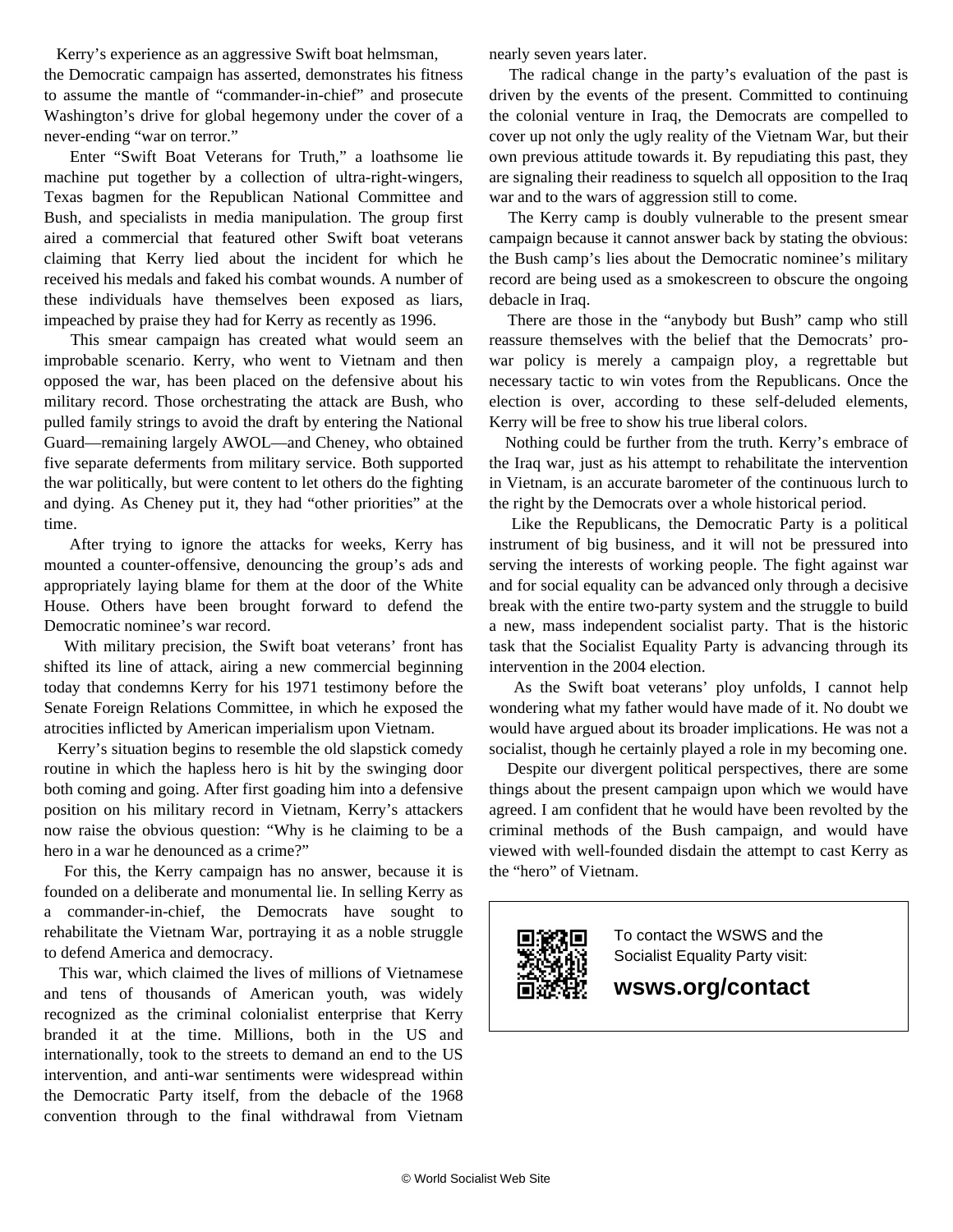Kerry's experience as an aggressive Swift boat helmsman, the Democratic campaign has asserted, demonstrates his fitness to assume the mantle of "commander-in-chief" and prosecute Washington's drive for global hegemony under the cover of a never-ending "war on terror."

Enter "Swift Boat Veterans for Truth," a loathsome lie machine put together by a collection of ultra-right-wingers, Texas bagmen for the Republican National Committee and Bush, and specialists in media manipulation. The group first aired a commercial that featured other Swift boat veterans claiming that Kerry lied about the incident for which he received his medals and faked his combat wounds. A number of these individuals have themselves been exposed as liars, impeached by praise they had for Kerry as recently as 1996.

This smear campaign has created what would seem an improbable scenario. Kerry, who went to Vietnam and then opposed the war, has been placed on the defensive about his military record. Those orchestrating the attack are Bush, who pulled family strings to avoid the draft by entering the National Guard—remaining largely AWOL—and Cheney, who obtained five separate deferments from military service. Both supported the war politically, but were content to let others do the fighting and dying. As Cheney put it, they had "other priorities" at the time.

After trying to ignore the attacks for weeks, Kerry has mounted a counter-offensive, denouncing the group's ads and appropriately laying blame for them at the door of the White House. Others have been brought forward to defend the Democratic nominee's war record.

With military precision, the Swift boat veterans' front has shifted its line of attack, airing a new commercial beginning today that condemns Kerry for his 1971 testimony before the Senate Foreign Relations Committee, in which he exposed the atrocities inflicted by American imperialism upon Vietnam.

Kerry's situation begins to resemble the old slapstick comedy routine in which the hapless hero is hit by the swinging door both coming and going. After first goading him into a defensive position on his military record in Vietnam, Kerry's attackers now raise the obvious question: "Why is he claiming to be a hero in a war he denounced as a crime?"

For this, the Kerry campaign has no answer, because it is founded on a deliberate and monumental lie. In selling Kerry as a commander-in-chief, the Democrats have sought to rehabilitate the Vietnam War, portraying it as a noble struggle to defend America and democracy.

This war, which claimed the lives of millions of Vietnamese and tens of thousands of American youth, was widely recognized as the criminal colonialist enterprise that Kerry branded it at the time. Millions, both in the US and internationally, took to the streets to demand an end to the US intervention, and anti-war sentiments were widespread within the Democratic Party itself, from the debacle of the 1968 convention through to the final withdrawal from Vietnam nearly seven years later.

The radical change in the party's evaluation of the past is driven by the events of the present. Committed to continuing the colonial venture in Iraq, the Democrats are compelled to cover up not only the ugly reality of the Vietnam War, but their own previous attitude towards it. By repudiating this past, they are signaling their readiness to squelch all opposition to the Iraq war and to the wars of aggression still to come.

The Kerry camp is doubly vulnerable to the present smear campaign because it cannot answer back by stating the obvious: the Bush camp's lies about the Democratic nominee's military record are being used as a smokescreen to obscure the ongoing debacle in Iraq.

There are those in the "anybody but Bush" camp who still reassure themselves with the belief that the Democrats' pro-war policy is merely a campaign ploy, a regrettable but necessary tactic to win votes from the Republicans. Once the election is over, according to these self-deluded elements, Kerry will be free to show his true liberal colors.

Nothing could be further from the truth. Kerry's embrace of the Iraq war, just as his attempt to rehabilitate the intervention in Vietnam, is an accurate barometer of the continuous lurch to the right by the Democrats over a whole historical period.

Like the Republicans, the Democratic Party is a political instrument of big business, and it will not be pressured into serving the interests of working people. The fight against war and for social equality can be advanced only through a decisive break with the entire two-party system and the struggle to build a new, mass independent socialist party. That is the historic task that the Socialist Equality Party is advancing through its intervention in the 2004 election.

As the Swift boat veterans' ploy unfolds, I cannot help wondering what my father would have made of it. No doubt we would have argued about its broader implications. He was not a socialist, though he certainly played a role in my becoming one.

Despite our divergent political perspectives, there are some things about the present campaign upon which we would have agreed. I am confident that he would have been revolted by the criminal methods of the Bush campaign, and would have viewed with well-founded disdain the attempt to cast Kerry as the "hero" of Vietnam.

To contact the WSWS and the Socialist Equality Party visit:

**wsws.org/contact**